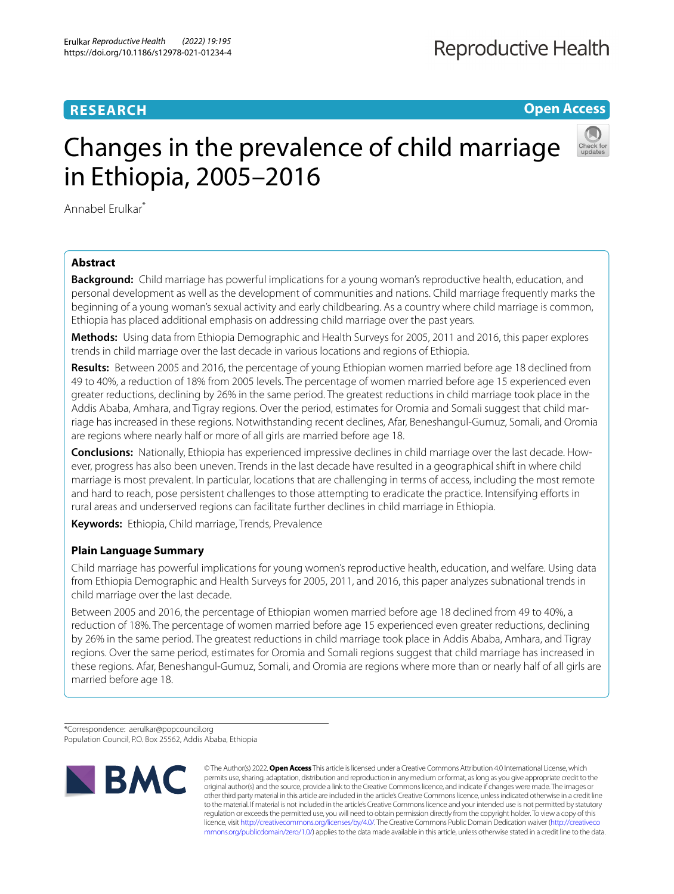RESEARCH

Open Access

# Changes in the prevalence of child marriage in Ethiopia, 2005–2016

Annabel Erulkar*

## Abstract

**Background:** Child marriage has powerful implications for a young woman's reproductive health, education, and personal development as well as the development of communities and nations. Child marriage frequently marks the beginning of a young woman's sexual activity and early childbearing. As a country where child marriage is common, Ethiopia has placed additional emphasis on addressing child marriage over the past years.

**Methods:** Using data from Ethiopia Demographic and Health Surveys for 2005, 2011 and 2016, this paper explores trends in child marriage over the last decade in various locations and regions of Ethiopia.

**Results:** Between 2005 and 2016, the percentage of young Ethiopian women married before age 18 declined from 49 to 40%, a reduction of 18% from 2005 levels. The percentage of women married before age 15 experienced even greater reductions, declining by 26% in the same period. The greatest reductions in child marriage took place in the Addis Ababa, Amhara, and Tigray regions. Over the period, estimates for Oromia and Somali suggest that child marriage has increased in these regions. Notwithstanding recent declines, Afar, Beneshangul-Gumuz, Somali, and Oromia are regions where nearly half or more of all girls are married before age 18.

**Conclusions:** Nationally, Ethiopia has experienced impressive declines in child marriage over the last decade. However, progress has also been uneven. Trends in the last decade have resulted in a geographical shift in where child marriage is most prevalent. In particular, locations that are challenging in terms of access, including the most remote and hard to reach, pose persistent challenges to those attempting to eradicate the practice. Intensifying efforts in rural areas and underserved regions can facilitate further declines in child marriage in Ethiopia.

**Keywords:** Ethiopia, Child marriage, Trends, Prevalence

### Plain Language Summary

Child marriage has powerful implications for young women's reproductive health, education, and welfare. Using data from Ethiopia Demographic and Health Surveys for 2005, 2011, and 2016, this paper analyzes subnational trends in child marriage over the last decade.

Between 2005 and 2016, the percentage of Ethiopian women married before age 18 declined from 49 to 40%, a reduction of 18%. The percentage of women married before age 15 experienced even greater reductions, declining by 26% in the same period. The greatest reductions in child marriage took place in Addis Ababa, Amhara, and Tigray regions. Over the same period, estimates for Oromia and Somali regions suggest that child marriage has increased in these regions. Afar, Beneshangul-Gumuz, Somali, and Oromia are regions where more than or nearly half of all girls are married before age 18.

*Correspondence: aerulkar@popcouncil.org
Population Council, P.O. Box 25562, Addis Ababa, Ethiopia

© The Author(s) 2022. **Open Access** This article is licensed under a Creative Commons Attribution 4.0 International License, which permits use, sharing, adaptation, distribution and reproduction in any medium or format, as long as you give appropriate credit to the original author(s) and the source, provide a link to the Creative Commons licence, and indicate if changes were made. The images or other third party material in this article are included in the article's Creative Commons licence, unless indicated otherwise in a credit line to the material. If material is not included in the article's Creative Commons licence and your intended use is not permitted by statutory regulation or exceeds the permitted use, you will need to obtain permission directly from the copyright holder. To view a copy of this licence, visit http://creativecommons.org/licenses/by/4.0/. The Creative Commons Public Domain Dedication waiver (http://creativecommons.org/publicdomain/zero/1.0/) applies to the data made available in this article, unless otherwise stated in a credit line to the data.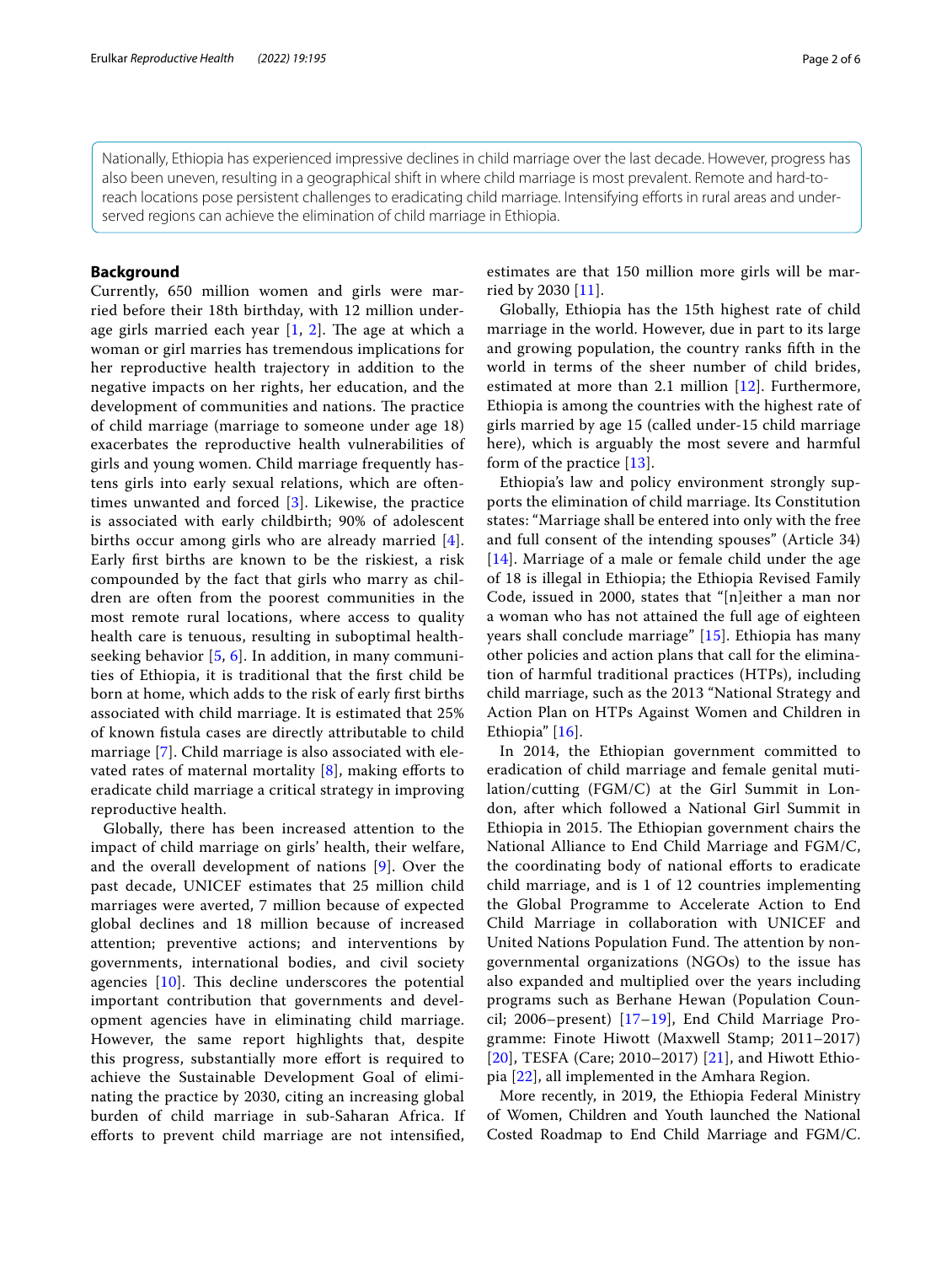Nationally, Ethiopia has experienced impressive declines in child marriage over the last decade. However, progress has also been uneven, resulting in a geographical shift in where child marriage is most prevalent. Remote and hard-to-reach locations pose persistent challenges to eradicating child marriage. Intensifying efforts in rural areas and under-served regions can achieve the elimination of child marriage in Ethiopia.

## Background

Currently, 650 million women and girls were married before their 18th birthday, with 12 million under-age girls married each year [1, 2]. The age at which a woman or girl marries has tremendous implications for her reproductive health trajectory in addition to the negative impacts on her rights, her education, and the development of communities and nations. The practice of child marriage (marriage to someone under age 18) exacerbates the reproductive health vulnerabilities of girls and young women. Child marriage frequently hastens girls into early sexual relations, which are oftentimes unwanted and forced [3]. Likewise, the practice is associated with early childbirth; 90% of adolescent births occur among girls who are already married [4]. Early first births are known to be the riskiest, a risk compounded by the fact that girls who marry as children are often from the poorest communities in the most remote rural locations, where access to quality health care is tenuous, resulting in suboptimal health-seeking behavior [5, 6]. In addition, in many communities of Ethiopia, it is traditional that the first child be born at home, which adds to the risk of early first births associated with child marriage. It is estimated that 25% of known fistula cases are directly attributable to child marriage [7]. Child marriage is also associated with elevated rates of maternal mortality [8], making efforts to eradicate child marriage a critical strategy in improving reproductive health.

Globally, there has been increased attention to the impact of child marriage on girls' health, their welfare, and the overall development of nations [9]. Over the past decade, UNICEF estimates that 25 million child marriages were averted, 7 million because of expected global declines and 18 million because of increased attention; preventive actions; and interventions by governments, international bodies, and civil society agencies [10]. This decline underscores the potential important contribution that governments and development agencies have in eliminating child marriage. However, the same report highlights that, despite this progress, substantially more effort is required to achieve the Sustainable Development Goal of eliminating the practice by 2030, citing an increasing global burden of child marriage in sub-Saharan Africa. If efforts to prevent child marriage are not intensified, estimates are that 150 million more girls will be married by 2030 [11].

Globally, Ethiopia has the 15th highest rate of child marriage in the world. However, due in part to its large and growing population, the country ranks fifth in the world in terms of the sheer number of child brides, estimated at more than 2.1 million [12]. Furthermore, Ethiopia is among the countries with the highest rate of girls married by age 15 (called under-15 child marriage here), which is arguably the most severe and harmful form of the practice [13].

Ethiopia's law and policy environment strongly supports the elimination of child marriage. Its Constitution states: "Marriage shall be entered into only with the free and full consent of the intending spouses" (Article 34) [14]. Marriage of a male or female child under the age of 18 is illegal in Ethiopia; the Ethiopia Revised Family Code, issued in 2000, states that "[n]either a man nor a woman who has not attained the full age of eighteen years shall conclude marriage" [15]. Ethiopia has many other policies and action plans that call for the elimination of harmful traditional practices (HTPs), including child marriage, such as the 2013 "National Strategy and Action Plan on HTPs Against Women and Children in Ethiopia" [16].

In 2014, the Ethiopian government committed to eradication of child marriage and female genital mutilation/cutting (FGM/C) at the Girl Summit in London, after which followed a National Girl Summit in Ethiopia in 2015. The Ethiopian government chairs the National Alliance to End Child Marriage and FGM/C, the coordinating body of national efforts to eradicate child marriage, and is 1 of 12 countries implementing the Global Programme to Accelerate Action to End Child Marriage in collaboration with UNICEF and United Nations Population Fund. The attention by non-governmental organizations (NGOs) to the issue has also expanded and multiplied over the years including programs such as Berhane Hewan (Population Council; 2006–present) [17–19], End Child Marriage Programme: Finote Hiwott (Maxwell Stamp; 2011–2017) [20], TESFA (Care; 2010–2017) [21], and Hiwott Ethiopia [22], all implemented in the Amhara Region.

More recently, in 2019, the Ethiopia Federal Ministry of Women, Children and Youth launched the National Costed Roadmap to End Child Marriage and FGM/C.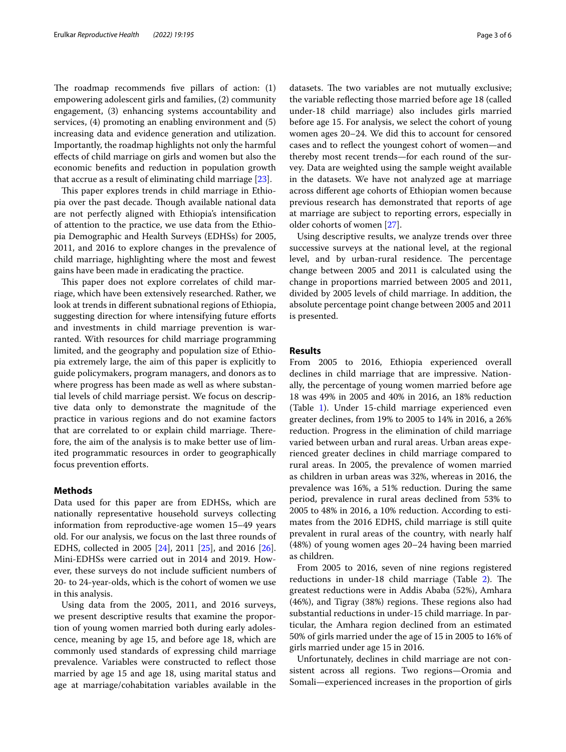The roadmap recommends five pillars of action: (1) empowering adolescent girls and families, (2) community engagement, (3) enhancing systems accountability and services, (4) promoting an enabling environment and (5) increasing data and evidence generation and utilization. Importantly, the roadmap highlights not only the harmful effects of child marriage on girls and women but also the economic benefits and reduction in population growth that accrue as a result of eliminating child marriage [23].

This paper explores trends in child marriage in Ethiopia over the past decade. Though available national data are not perfectly aligned with Ethiopia's intensification of attention to the practice, we use data from the Ethiopia Demographic and Health Surveys (EDHSs) for 2005, 2011, and 2016 to explore changes in the prevalence of child marriage, highlighting where the most and fewest gains have been made in eradicating the practice.

This paper does not explore correlates of child marriage, which have been extensively researched. Rather, we look at trends in different subnational regions of Ethiopia, suggesting direction for where intensifying future efforts and investments in child marriage prevention is warranted. With resources for child marriage programming limited, and the geography and population size of Ethiopia extremely large, the aim of this paper is explicitly to guide policymakers, program managers, and donors as to where progress has been made as well as where substantial levels of child marriage persist. We focus on descriptive data only to demonstrate the magnitude of the practice in various regions and do not examine factors that are correlated to or explain child marriage. Therefore, the aim of the analysis is to make better use of limited programmatic resources in order to geographically focus prevention efforts.

## Methods

Data used for this paper are from EDHSs, which are nationally representative household surveys collecting information from reproductive-age women 15–49 years old. For our analysis, we focus on the last three rounds of EDHS, collected in 2005 [24], 2011 [25], and 2016 [26]. Mini-EDHSs were carried out in 2014 and 2019. However, these surveys do not include sufficient numbers of 20- to 24-year-olds, which is the cohort of women we use in this analysis.

Using data from the 2005, 2011, and 2016 surveys, we present descriptive results that examine the proportion of young women married both during early adolescence, meaning by age 15, and before age 18, which are commonly used standards of expressing child marriage prevalence. Variables were constructed to reflect those married by age 15 and age 18, using marital status and age at marriage/cohabitation variables available in the datasets. The two variables are not mutually exclusive; the variable reflecting those married before age 18 (called under-18 child marriage) also includes girls married before age 15. For analysis, we select the cohort of young women ages 20–24. We did this to account for censored cases and to reflect the youngest cohort of women—and thereby most recent trends—for each round of the survey. Data are weighted using the sample weight available in the datasets. We have not analyzed age at marriage across different age cohorts of Ethiopian women because previous research has demonstrated that reports of age at marriage are subject to reporting errors, especially in older cohorts of women [27].

Using descriptive results, we analyze trends over three successive surveys at the national level, at the regional level, and by urban-rural residence. The percentage change between 2005 and 2011 is calculated using the change in proportions married between 2005 and 2011, divided by 2005 levels of child marriage. In addition, the absolute percentage point change between 2005 and 2011 is presented.

## Results

From 2005 to 2016, Ethiopia experienced overall declines in child marriage that are impressive. Nationally, the percentage of young women married before age 18 was 49% in 2005 and 40% in 2016, an 18% reduction (Table 1). Under 15-child marriage experienced even greater declines, from 19% to 2005 to 14% in 2016, a 26% reduction. Progress in the elimination of child marriage varied between urban and rural areas. Urban areas experienced greater declines in child marriage compared to rural areas. In 2005, the prevalence of women married as children in urban areas was 32%, whereas in 2016, the prevalence was 16%, a 51% reduction. During the same period, prevalence in rural areas declined from 53% to 2005 to 48% in 2016, a 10% reduction. According to estimates from the 2016 EDHS, child marriage is still quite prevalent in rural areas of the country, with nearly half (48%) of young women ages 20–24 having been married as children.

From 2005 to 2016, seven of nine regions registered reductions in under-18 child marriage (Table 2). The greatest reductions were in Addis Ababa (52%), Amhara (46%), and Tigray (38%) regions. These regions also had substantial reductions in under-15 child marriage. In particular, the Amhara region declined from an estimated 50% of girls married under the age of 15 in 2005 to 16% of girls married under age 15 in 2016.

Unfortunately, declines in child marriage are not consistent across all regions. Two regions—Oromia and Somali—experienced increases in the proportion of girls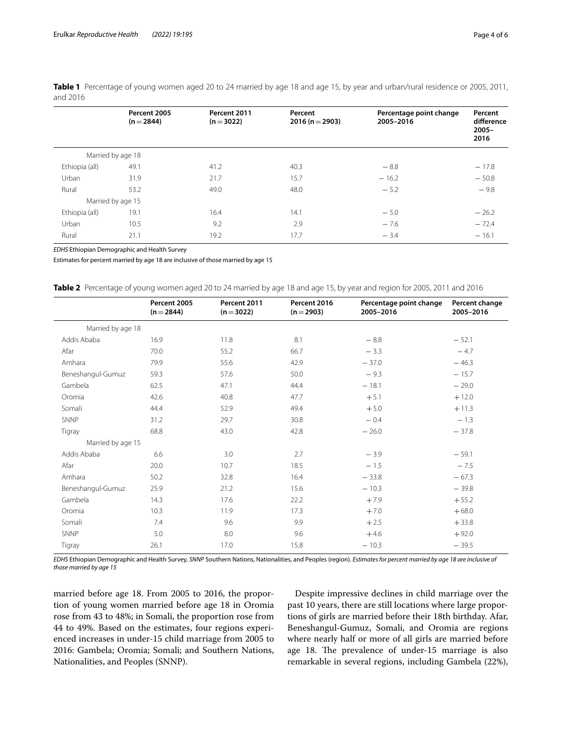**Table 1** Percentage of young women aged 20 to 24 married by age 18 and age 15, by year and urban/rural residence or 2005, 2011, and 2016

| | Percent 2005 (n = 2844) | Percent 2011 (n = 3022) | Percent 2016 (n = 2903) | Percentage point change 2005–2016 | Percent difference 2005–2016 |
|---|---|---|---|---|---|
| Married by age 18 | | | | | |
| Ethiopia (all) | 49.1 | 41.2 | 40.3 | − 8.8 | − 17.8 |
| Urban | 31.9 | 21.7 | 15.7 | − 16.2 | − 50.8 |
| Rural | 53.2 | 49.0 | 48.0 | − 5.2 | − 9.8 |
| Married by age 15 | | | | | |
| Ethiopia (all) | 19.1 | 16.4 | 14.1 | − 5.0 | − 26.2 |
| Urban | 10.5 | 9.2 | 2.9 | − 7.6 | − 72.4 |
| Rural | 21.1 | 19.2 | 17.7 | − 3.4 | − 16.1 |

*EDHS* Ethiopian Demographic and Health Survey

Estimates for percent married by age 18 are inclusive of those married by age 15

**Table 2** Percentage of young women aged 20 to 24 married by age 18 and age 15, by year and region for 2005, 2011 and 2016

| | Percent 2005 (n = 2844) | Percent 2011 (n = 3022) | Percent 2016 (n = 2903) | Percentage point change 2005–2016 | Percent change 2005–2016 |
|---|---|---|---|---|---|
| Married by age 18 | | | | | |
| Addis Ababa | 16.9 | 11.8 | 8.1 | − 8.8 | − 52.1 |
| Afar | 70.0 | 55.2 | 66.7 | − 3.3 | − 4.7 |
| Amhara | 79.9 | 55.6 | 42.9 | − 37.0 | − 46.3 |
| Beneshangul-Gumuz | 59.3 | 57.6 | 50.0 | − 9.3 | − 15.7 |
| Gambela | 62.5 | 47.1 | 44.4 | − 18.1 | − 29.0 |
| Oromia | 42.6 | 40.8 | 47.7 | + 5.1 | + 12.0 |
| Somali | 44.4 | 52.9 | 49.4 | + 5.0 | + 11.3 |
| SNNP | 31.2 | 29.7 | 30.8 | − 0.4 | − 1.3 |
| Tigray | 68.8 | 43.0 | 42.8 | − 26.0 | − 37.8 |
| Married by age 15 | | | | | |
| Addis Ababa | 6.6 | 3.0 | 2.7 | − 3.9 | − 59.1 |
| Afar | 20.0 | 10.7 | 18.5 | − 1.5 | − 7.5 |
| Amhara | 50.2 | 32.8 | 16.4 | − 33.8 | − 67.3 |
| Beneshangul-Gumuz | 25.9 | 21.2 | 15.6 | − 10.3 | − 39.8 |
| Gambela | 14.3 | 17.6 | 22.2 | + 7.9 | + 55.2 |
| Oromia | 10.3 | 11.9 | 17.3 | + 7.0 | + 68.0 |
| Somali | 7.4 | 9.6 | 9.9 | + 2.5 | + 33.8 |
| SNNP | 5.0 | 8.0 | 9.6 | + 4.6 | + 92.0 |
| Tigray | 26.1 | 17.0 | 15.8 | − 10.3 | − 39.5 |

*EDHS* Ethiopian Demographic and Health Survey, *SNNP* Southern Nations, Nationalities, and Peoples (region). *Estimates for percent married by age 18 are inclusive of those married by age 15*

married before age 18. From 2005 to 2016, the proportion of young women married before age 18 in Oromia rose from 43 to 48%; in Somali, the proportion rose from 44 to 49%. Based on the estimates, four regions experienced increases in under-15 child marriage from 2005 to 2016: Gambela; Oromia; Somali; and Southern Nations, Nationalities, and Peoples (SNNP).

Despite impressive declines in child marriage over the past 10 years, there are still locations where large proportions of girls are married before their 18th birthday. Afar, Beneshangul-Gumuz, Somali, and Oromia are regions where nearly half or more of all girls are married before age 18. The prevalence of under-15 marriage is also remarkable in several regions, including Gambela (22%),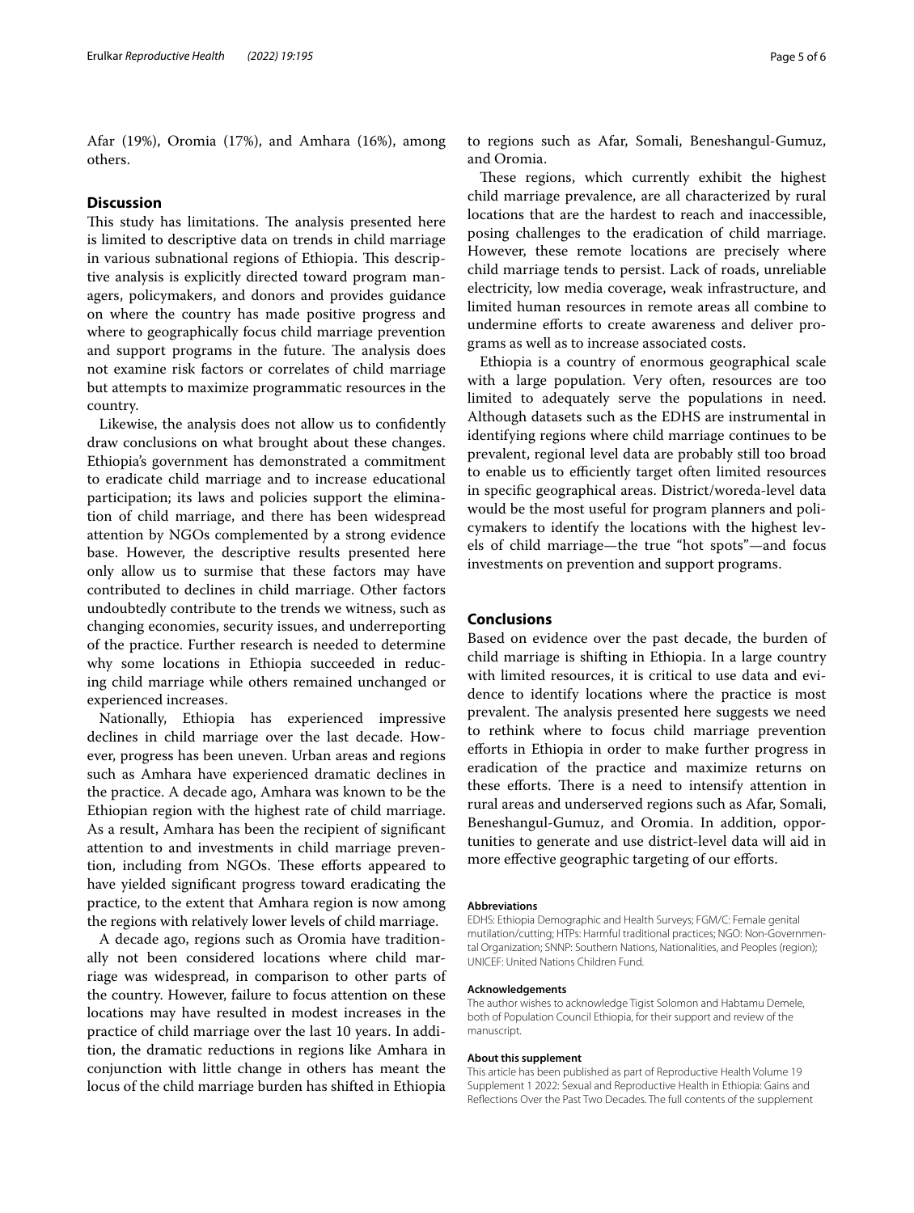Afar (19%), Oromia (17%), and Amhara (16%), among others.

## Discussion

This study has limitations. The analysis presented here is limited to descriptive data on trends in child marriage in various subnational regions of Ethiopia. This descriptive analysis is explicitly directed toward program managers, policymakers, and donors and provides guidance on where the country has made positive progress and where to geographically focus child marriage prevention and support programs in the future. The analysis does not examine risk factors or correlates of child marriage but attempts to maximize programmatic resources in the country.

Likewise, the analysis does not allow us to confidently draw conclusions on what brought about these changes. Ethiopia's government has demonstrated a commitment to eradicate child marriage and to increase educational participation; its laws and policies support the elimination of child marriage, and there has been widespread attention by NGOs complemented by a strong evidence base. However, the descriptive results presented here only allow us to surmise that these factors may have contributed to declines in child marriage. Other factors undoubtedly contribute to the trends we witness, such as changing economies, security issues, and underreporting of the practice. Further research is needed to determine why some locations in Ethiopia succeeded in reducing child marriage while others remained unchanged or experienced increases.

Nationally, Ethiopia has experienced impressive declines in child marriage over the last decade. However, progress has been uneven. Urban areas and regions such as Amhara have experienced dramatic declines in the practice. A decade ago, Amhara was known to be the Ethiopian region with the highest rate of child marriage. As a result, Amhara has been the recipient of significant attention to and investments in child marriage prevention, including from NGOs. These efforts appeared to have yielded significant progress toward eradicating the practice, to the extent that Amhara region is now among the regions with relatively lower levels of child marriage.

A decade ago, regions such as Oromia have traditionally not been considered locations where child marriage was widespread, in comparison to other parts of the country. However, failure to focus attention on these locations may have resulted in modest increases in the practice of child marriage over the last 10 years. In addition, the dramatic reductions in regions like Amhara in conjunction with little change in others has meant the locus of the child marriage burden has shifted in Ethiopia to regions such as Afar, Somali, Beneshangul-Gumuz, and Oromia.

These regions, which currently exhibit the highest child marriage prevalence, are all characterized by rural locations that are the hardest to reach and inaccessible, posing challenges to the eradication of child marriage. However, these remote locations are precisely where child marriage tends to persist. Lack of roads, unreliable electricity, low media coverage, weak infrastructure, and limited human resources in remote areas all combine to undermine efforts to create awareness and deliver programs as well as to increase associated costs.

Ethiopia is a country of enormous geographical scale with a large population. Very often, resources are too limited to adequately serve the populations in need. Although datasets such as the EDHS are instrumental in identifying regions where child marriage continues to be prevalent, regional level data are probably still too broad to enable us to efficiently target often limited resources in specific geographical areas. District/woreda-level data would be the most useful for program planners and policymakers to identify the locations with the highest levels of child marriage—the true "hot spots"—and focus investments on prevention and support programs.

## Conclusions

Based on evidence over the past decade, the burden of child marriage is shifting in Ethiopia. In a large country with limited resources, it is critical to use data and evidence to identify locations where the practice is most prevalent. The analysis presented here suggests we need to rethink where to focus child marriage prevention efforts in Ethiopia in order to make further progress in eradication of the practice and maximize returns on these efforts. There is a need to intensify attention in rural areas and underserved regions such as Afar, Somali, Beneshangul-Gumuz, and Oromia. In addition, opportunities to generate and use district-level data will aid in more effective geographic targeting of our efforts.

#### Abbreviations

EDHS: Ethiopia Demographic and Health Surveys; FGM/C: Female genital mutilation/cutting; HTPs: Harmful traditional practices; NGO: Non-Governmental Organization; SNNP: Southern Nations, Nationalities, and Peoples (region); UNICEF: United Nations Children Fund.

#### Acknowledgements

The author wishes to acknowledge Tigist Solomon and Habtamu Demele, both of Population Council Ethiopia, for their support and review of the manuscript.

#### About this supplement

This article has been published as part of Reproductive Health Volume 19 Supplement 1 2022: Sexual and Reproductive Health in Ethiopia: Gains and Reflections Over the Past Two Decades. The full contents of the supplement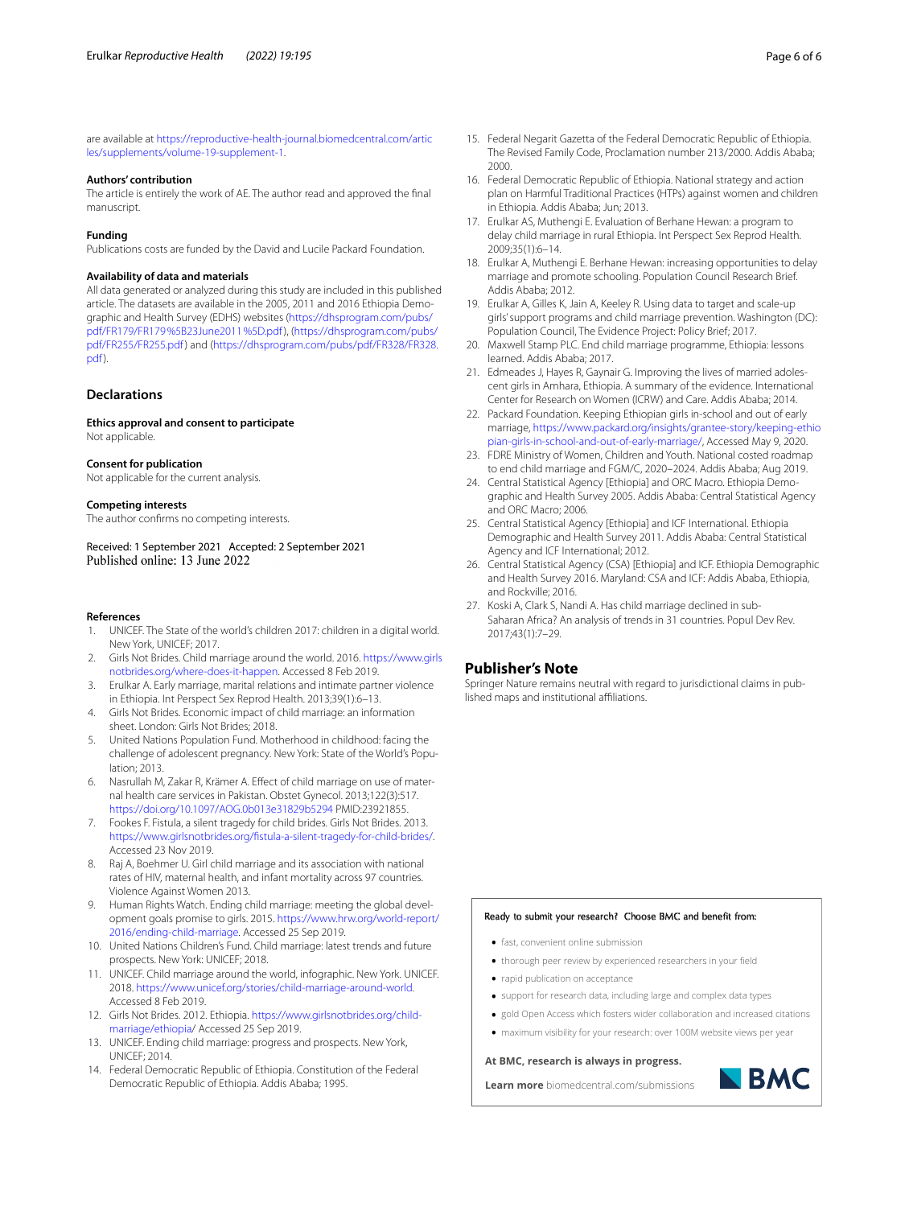are available at https://reproductive-health-journal.biomedcentral.com/articles/supplements/volume-19-supplement-1.

### Authors' contribution

The article is entirely the work of AE. The author read and approved the final manuscript.

### Funding

Publications costs are funded by the David and Lucile Packard Foundation.

### Availability of data and materials

All data generated or analyzed during this study are included in this published article. The datasets are available in the 2005, 2011 and 2016 Ethiopia Demographic and Health Survey (EDHS) websites (https://dhsprogram.com/pubs/pdf/FR179/FR179%5B23June2011%5D.pdf), (https://dhsprogram.com/pubs/pdf/FR255/FR255.pdf) and (https://dhsprogram.com/pubs/pdf/FR328/FR328.pdf).

## Declarations

### Ethics approval and consent to participate

Not applicable.

### Consent for publication

Not applicable for the current analysis.

### Competing interests

The author confirms no competing interests.

Received: 1 September 2021 Accepted: 2 September 2021
Published online: 13 June 2022

### References

1. UNICEF. The State of the world's children 2017: children in a digital world. New York, UNICEF; 2017.
2. Girls Not Brides. Child marriage around the world. 2016. https://www.girlsnotbrides.org/where-does-it-happen. Accessed 8 Feb 2019.
3. Erulkar A. Early marriage, marital relations and intimate partner violence in Ethiopia. Int Perspect Sex Reprod Health. 2013;39(1):6–13.
4. Girls Not Brides. Economic impact of child marriage: an information sheet. London: Girls Not Brides; 2018.
5. United Nations Population Fund. Motherhood in childhood: facing the challenge of adolescent pregnancy. New York: State of the World's Population; 2013.
6. Nasrullah M, Zakar R, Krämer A. Effect of child marriage on use of maternal health care services in Pakistan. Obstet Gynecol. 2013;122(3):517. https://doi.org/10.1097/AOG.0b013e31829b5294 PMID:23921855.
7. Fookes F. Fistula, a silent tragedy for child brides. Girls Not Brides. 2013. https://www.girlsnotbrides.org/fistula-a-silent-tragedy-for-child-brides/. Accessed 23 Nov 2019.
8. Raj A, Boehmer U. Girl child marriage and its association with national rates of HIV, maternal health, and infant mortality across 97 countries. Violence Against Women 2013.
9. Human Rights Watch. Ending child marriage: meeting the global development goals promise to girls. 2015. https://www.hrw.org/world-report/2016/ending-child-marriage. Accessed 25 Sep 2019.
10. United Nations Children's Fund. Child marriage: latest trends and future prospects. New York: UNICEF; 2018.
11. UNICEF. Child marriage around the world, infographic. New York. UNICEF. 2018. https://www.unicef.org/stories/child-marriage-around-world. Accessed 8 Feb 2019.
12. Girls Not Brides. 2012. Ethiopia. https://www.girlsnotbrides.org/child-marriage/ethiopia/ Accessed 25 Sep 2019.
13. UNICEF. Ending child marriage: progress and prospects. New York, UNICEF; 2014.
14. Federal Democratic Republic of Ethiopia. Constitution of the Federal Democratic Republic of Ethiopia. Addis Ababa; 1995.
15. Federal Negarit Gazetta of the Federal Democratic Republic of Ethiopia. The Revised Family Code, Proclamation number 213/2000. Addis Ababa; 2000.
16. Federal Democratic Republic of Ethiopia. National strategy and action plan on Harmful Traditional Practices (HTPs) against women and children in Ethiopia. Addis Ababa; Jun; 2013.
17. Erulkar AS, Muthengi E. Evaluation of Berhane Hewan: a program to delay child marriage in rural Ethiopia. Int Perspect Sex Reprod Health. 2009;35(1):6–14.
18. Erulkar A, Muthengi E. Berhane Hewan: increasing opportunities to delay marriage and promote schooling. Population Council Research Brief. Addis Ababa; 2012.
19. Erulkar A, Gilles K, Jain A, Keeley R. Using data to target and scale-up girls' support programs and child marriage prevention. Washington (DC): Population Council, The Evidence Project: Policy Brief; 2017.
20. Maxwell Stamp PLC. End child marriage programme, Ethiopia: lessons learned. Addis Ababa; 2017.
21. Edmeades J, Hayes R, Gaynair G. Improving the lives of married adolescent girls in Amhara, Ethiopia. A summary of the evidence. International Center for Research on Women (ICRW) and Care. Addis Ababa; 2014.
22. Packard Foundation. Keeping Ethiopian girls in-school and out of early marriage, https://www.packard.org/insights/grantee-story/keeping-ethiopian-girls-in-school-and-out-of-early-marriage/, Accessed May 9, 2020.
23. FDRE Ministry of Women, Children and Youth. National costed roadmap to end child marriage and FGM/C, 2020–2024. Addis Ababa; Aug 2019.
24. Central Statistical Agency [Ethiopia] and ORC Macro. Ethiopia Demographic and Health Survey 2005. Addis Ababa: Central Statistical Agency and ORC Macro; 2006.
25. Central Statistical Agency [Ethiopia] and ICF International. Ethiopia Demographic and Health Survey 2011. Addis Ababa: Central Statistical Agency and ICF International; 2012.
26. Central Statistical Agency (CSA) [Ethiopia] and ICF. Ethiopia Demographic and Health Survey 2016. Maryland: CSA and ICF: Addis Ababa, Ethiopia, and Rockville; 2016.
27. Koski A, Clark S, Nandi A. Has child marriage declined in sub-Saharan Africa? An analysis of trends in 31 countries. Popul Dev Rev. 2017;43(1):7–29.

## Publisher's Note

Springer Nature remains neutral with regard to jurisdictional claims in published maps and institutional affiliations.

Ready to submit your research? Choose BMC and benefit from:

- fast, convenient online submission
- thorough peer review by experienced researchers in your field
- rapid publication on acceptance
- support for research data, including large and complex data types
- gold Open Access which fosters wider collaboration and increased citations
- maximum visibility for your research: over 100M website views per year

**At BMC, research is always in progress.**

**Learn more** biomedcentral.com/submissions

BMC